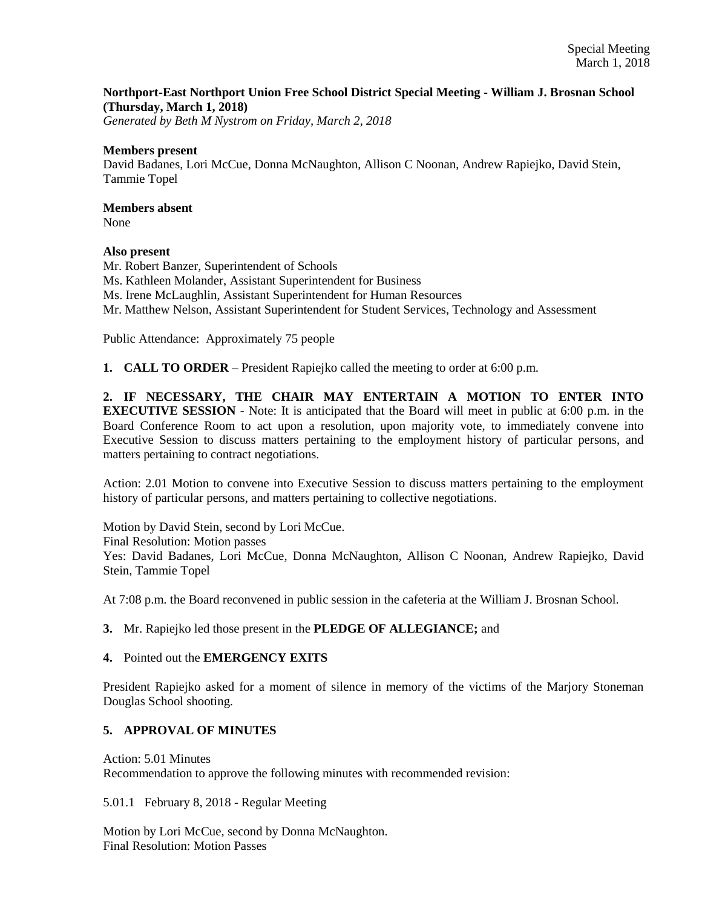Special Meeting
March 1, 2018

**Northport-East Northport Union Free School District Special Meeting - William J. Brosnan School (Thursday, March 1, 2018)**
*Generated by Beth M Nystrom on Friday, March 2, 2018*

**Members present**
David Badanes, Lori McCue, Donna McNaughton, Allison C Noonan, Andrew Rapiejko, David Stein, Tammie Topel

**Members absent**
None

**Also present**
Mr. Robert Banzer, Superintendent of Schools
Ms. Kathleen Molander, Assistant Superintendent for Business
Ms. Irene McLaughlin, Assistant Superintendent for Human Resources
Mr. Matthew Nelson, Assistant Superintendent for Student Services, Technology and Assessment

Public Attendance: Approximately 75 people

**1. CALL TO ORDER** – President Rapiejko called the meeting to order at 6:00 p.m.

**2. IF NECESSARY, THE CHAIR MAY ENTERTAIN A MOTION TO ENTER INTO EXECUTIVE SESSION** - Note: It is anticipated that the Board will meet in public at 6:00 p.m. in the Board Conference Room to act upon a resolution, upon majority vote, to immediately convene into Executive Session to discuss matters pertaining to the employment history of particular persons, and matters pertaining to contract negotiations.

Action: 2.01 Motion to convene into Executive Session to discuss matters pertaining to the employment history of particular persons, and matters pertaining to collective negotiations.

Motion by David Stein, second by Lori McCue.
Final Resolution: Motion passes
Yes: David Badanes, Lori McCue, Donna McNaughton, Allison C Noonan, Andrew Rapiejko, David Stein, Tammie Topel

At 7:08 p.m. the Board reconvened in public session in the cafeteria at the William J. Brosnan School.

**3.** Mr. Rapiejko led those present in the **PLEDGE OF ALLEGIANCE;** and

**4.** Pointed out the **EMERGENCY EXITS**

President Rapiejko asked for a moment of silence in memory of the victims of the Marjory Stoneman Douglas School shooting.

**5. APPROVAL OF MINUTES**

Action: 5.01 Minutes
Recommendation to approve the following minutes with recommended revision:

5.01.1 February 8, 2018 - Regular Meeting

Motion by Lori McCue, second by Donna McNaughton.
Final Resolution: Motion Passes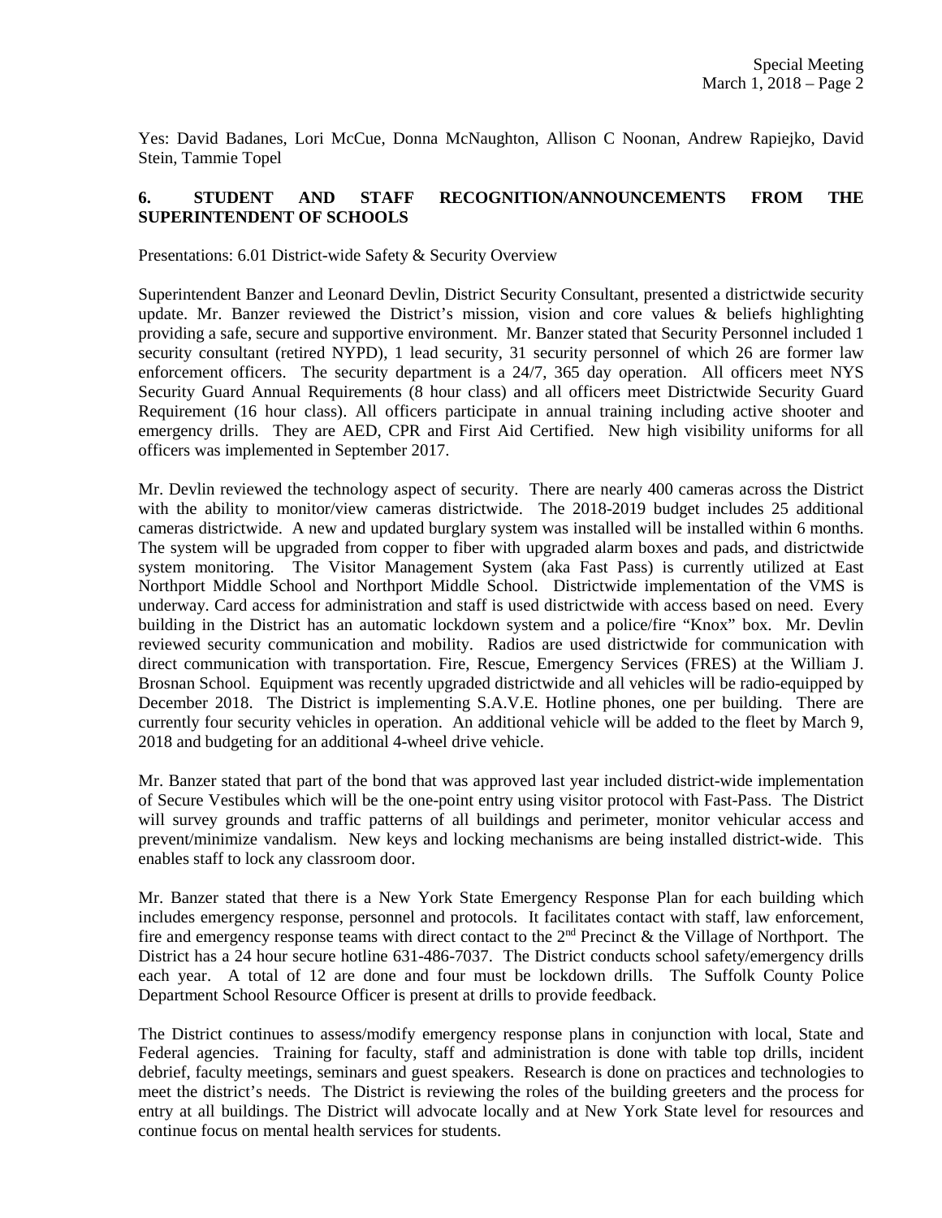Yes: David Badanes, Lori McCue, Donna McNaughton, Allison C Noonan, Andrew Rapiejko, David Stein, Tammie Topel

**6. STUDENT AND STAFF RECOGNITION/ANNOUNCEMENTS FROM THE SUPERINTENDENT OF SCHOOLS**

Presentations: 6.01 District-wide Safety & Security Overview

Superintendent Banzer and Leonard Devlin, District Security Consultant, presented a districtwide security update. Mr. Banzer reviewed the District's mission, vision and core values & beliefs highlighting providing a safe, secure and supportive environment. Mr. Banzer stated that Security Personnel included 1 security consultant (retired NYPD), 1 lead security, 31 security personnel of which 26 are former law enforcement officers. The security department is a 24/7, 365 day operation. All officers meet NYS Security Guard Annual Requirements (8 hour class) and all officers meet Districtwide Security Guard Requirement (16 hour class). All officers participate in annual training including active shooter and emergency drills. They are AED, CPR and First Aid Certified. New high visibility uniforms for all officers was implemented in September 2017.

Mr. Devlin reviewed the technology aspect of security. There are nearly 400 cameras across the District with the ability to monitor/view cameras districtwide. The 2018-2019 budget includes 25 additional cameras districtwide. A new and updated burglary system was installed will be installed within 6 months. The system will be upgraded from copper to fiber with upgraded alarm boxes and pads, and districtwide system monitoring. The Visitor Management System (aka Fast Pass) is currently utilized at East Northport Middle School and Northport Middle School. Districtwide implementation of the VMS is underway. Card access for administration and staff is used districtwide with access based on need. Every building in the District has an automatic lockdown system and a police/fire "Knox" box. Mr. Devlin reviewed security communication and mobility. Radios are used districtwide for communication with direct communication with transportation. Fire, Rescue, Emergency Services (FRES) at the William J. Brosnan School. Equipment was recently upgraded districtwide and all vehicles will be radio-equipped by December 2018. The District is implementing S.A.V.E. Hotline phones, one per building. There are currently four security vehicles in operation. An additional vehicle will be added to the fleet by March 9, 2018 and budgeting for an additional 4-wheel drive vehicle.

Mr. Banzer stated that part of the bond that was approved last year included district-wide implementation of Secure Vestibules which will be the one-point entry using visitor protocol with Fast-Pass. The District will survey grounds and traffic patterns of all buildings and perimeter, monitor vehicular access and prevent/minimize vandalism. New keys and locking mechanisms are being installed district-wide. This enables staff to lock any classroom door.

Mr. Banzer stated that there is a New York State Emergency Response Plan for each building which includes emergency response, personnel and protocols. It facilitates contact with staff, law enforcement, fire and emergency response teams with direct contact to the 2nd Precinct & the Village of Northport. The District has a 24 hour secure hotline 631-486-7037. The District conducts school safety/emergency drills each year. A total of 12 are done and four must be lockdown drills. The Suffolk County Police Department School Resource Officer is present at drills to provide feedback.

The District continues to assess/modify emergency response plans in conjunction with local, State and Federal agencies. Training for faculty, staff and administration is done with table top drills, incident debrief, faculty meetings, seminars and guest speakers. Research is done on practices and technologies to meet the district's needs. The District is reviewing the roles of the building greeters and the process for entry at all buildings. The District will advocate locally and at New York State level for resources and continue focus on mental health services for students.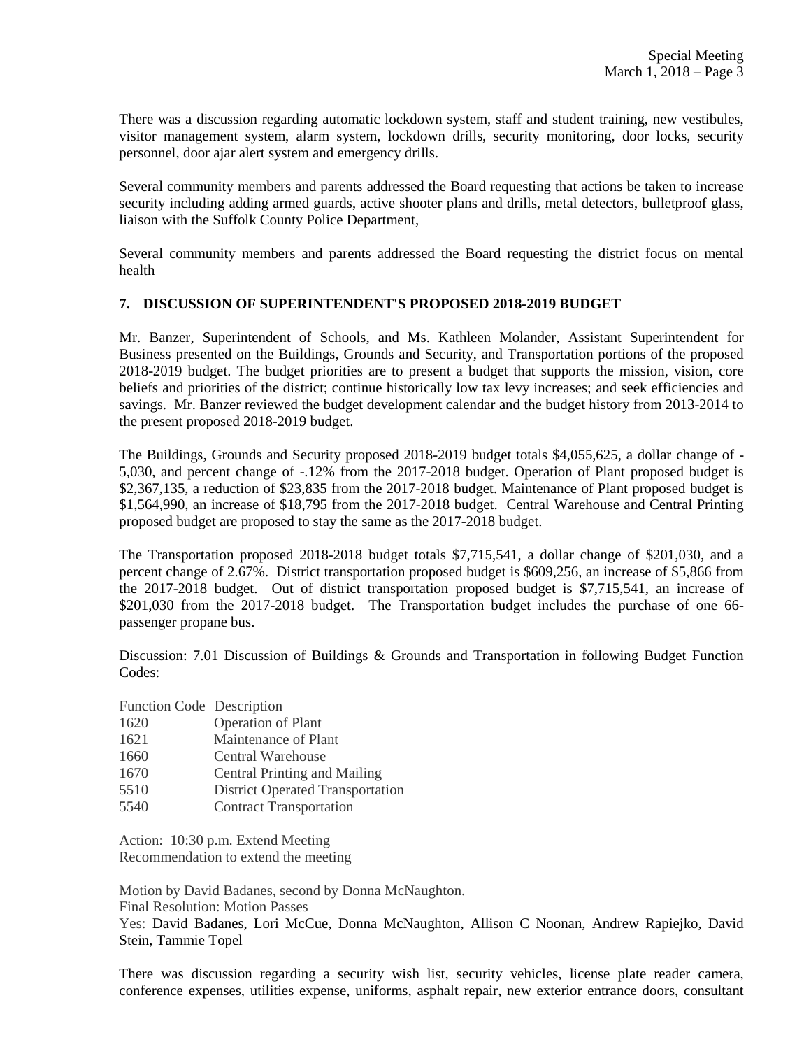There was a discussion regarding automatic lockdown system, staff and student training, new vestibules, visitor management system, alarm system, lockdown drills, security monitoring, door locks, security personnel, door ajar alert system and emergency drills.

Several community members and parents addressed the Board requesting that actions be taken to increase security including adding armed guards, active shooter plans and drills, metal detectors, bulletproof glass, liaison with the Suffolk County Police Department,

Several community members and parents addressed the Board requesting the district focus on mental health

**7. DISCUSSION OF SUPERINTENDENT'S PROPOSED 2018-2019 BUDGET**

Mr. Banzer, Superintendent of Schools, and Ms. Kathleen Molander, Assistant Superintendent for Business presented on the Buildings, Grounds and Security, and Transportation portions of the proposed 2018-2019 budget. The budget priorities are to present a budget that supports the mission, vision, core beliefs and priorities of the district; continue historically low tax levy increases; and seek efficiencies and savings. Mr. Banzer reviewed the budget development calendar and the budget history from 2013-2014 to the present proposed 2018-2019 budget.

The Buildings, Grounds and Security proposed 2018-2019 budget totals $4,055,625, a dollar change of -5,030, and percent change of -.12% from the 2017-2018 budget. Operation of Plant proposed budget is $2,367,135, a reduction of $23,835 from the 2017-2018 budget. Maintenance of Plant proposed budget is $1,564,990, an increase of $18,795 from the 2017-2018 budget. Central Warehouse and Central Printing proposed budget are proposed to stay the same as the 2017-2018 budget.

The Transportation proposed 2018-2018 budget totals $7,715,541, a dollar change of $201,030, and a percent change of 2.67%. District transportation proposed budget is $609,256, an increase of $5,866 from the 2017-2018 budget. Out of district transportation proposed budget is $7,715,541, an increase of $201,030 from the 2017-2018 budget. The Transportation budget includes the purchase of one 66-passenger propane bus.

Discussion: 7.01 Discussion of Buildings & Grounds and Transportation in following Budget Function Codes:

| Function Code | Description |
|---|---|
| 1620 | Operation of Plant |
| 1621 | Maintenance of Plant |
| 1660 | Central Warehouse |
| 1670 | Central Printing and Mailing |
| 5510 | District Operated Transportation |
| 5540 | Contract Transportation |

Action: 10:30 p.m. Extend Meeting
Recommendation to extend the meeting

Motion by David Badanes, second by Donna McNaughton.
Final Resolution: Motion Passes
Yes: David Badanes, Lori McCue, Donna McNaughton, Allison C Noonan, Andrew Rapiejko, David Stein, Tammie Topel

There was discussion regarding a security wish list, security vehicles, license plate reader camera, conference expenses, utilities expense, uniforms, asphalt repair, new exterior entrance doors, consultant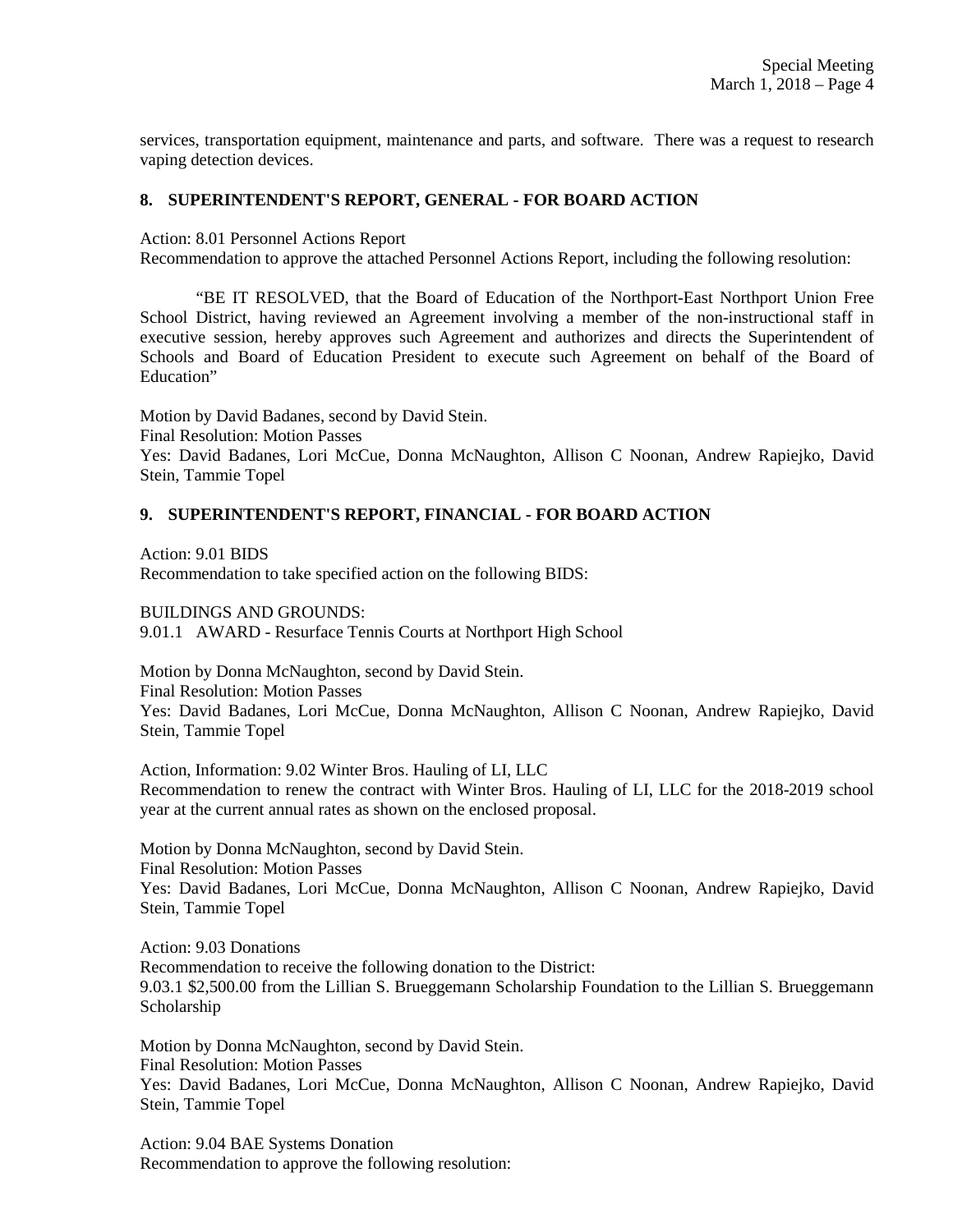services, transportation equipment, maintenance and parts, and software. There was a request to research vaping detection devices.

### 8. SUPERINTENDENT'S REPORT, GENERAL - FOR BOARD ACTION

Action: 8.01 Personnel Actions Report
Recommendation to approve the attached Personnel Actions Report, including the following resolution:

"BE IT RESOLVED, that the Board of Education of the Northport-East Northport Union Free School District, having reviewed an Agreement involving a member of the non-instructional staff in executive session, hereby approves such Agreement and authorizes and directs the Superintendent of Schools and Board of Education President to execute such Agreement on behalf of the Board of Education"

Motion by David Badanes, second by David Stein.
Final Resolution: Motion Passes
Yes: David Badanes, Lori McCue, Donna McNaughton, Allison C Noonan, Andrew Rapiejko, David Stein, Tammie Topel

### 9. SUPERINTENDENT'S REPORT, FINANCIAL - FOR BOARD ACTION

Action: 9.01 BIDS
Recommendation to take specified action on the following BIDS:

BUILDINGS AND GROUNDS:
9.01.1 AWARD - Resurface Tennis Courts at Northport High School

Motion by Donna McNaughton, second by David Stein.
Final Resolution: Motion Passes
Yes: David Badanes, Lori McCue, Donna McNaughton, Allison C Noonan, Andrew Rapiejko, David Stein, Tammie Topel

Action, Information: 9.02 Winter Bros. Hauling of LI, LLC
Recommendation to renew the contract with Winter Bros. Hauling of LI, LLC for the 2018-2019 school year at the current annual rates as shown on the enclosed proposal.

Motion by Donna McNaughton, second by David Stein.
Final Resolution: Motion Passes
Yes: David Badanes, Lori McCue, Donna McNaughton, Allison C Noonan, Andrew Rapiejko, David Stein, Tammie Topel

Action: 9.03 Donations
Recommendation to receive the following donation to the District:
9.03.1 $2,500.00 from the Lillian S. Brueggemann Scholarship Foundation to the Lillian S. Brueggemann Scholarship

Motion by Donna McNaughton, second by David Stein.
Final Resolution: Motion Passes
Yes: David Badanes, Lori McCue, Donna McNaughton, Allison C Noonan, Andrew Rapiejko, David Stein, Tammie Topel

Action: 9.04 BAE Systems Donation
Recommendation to approve the following resolution: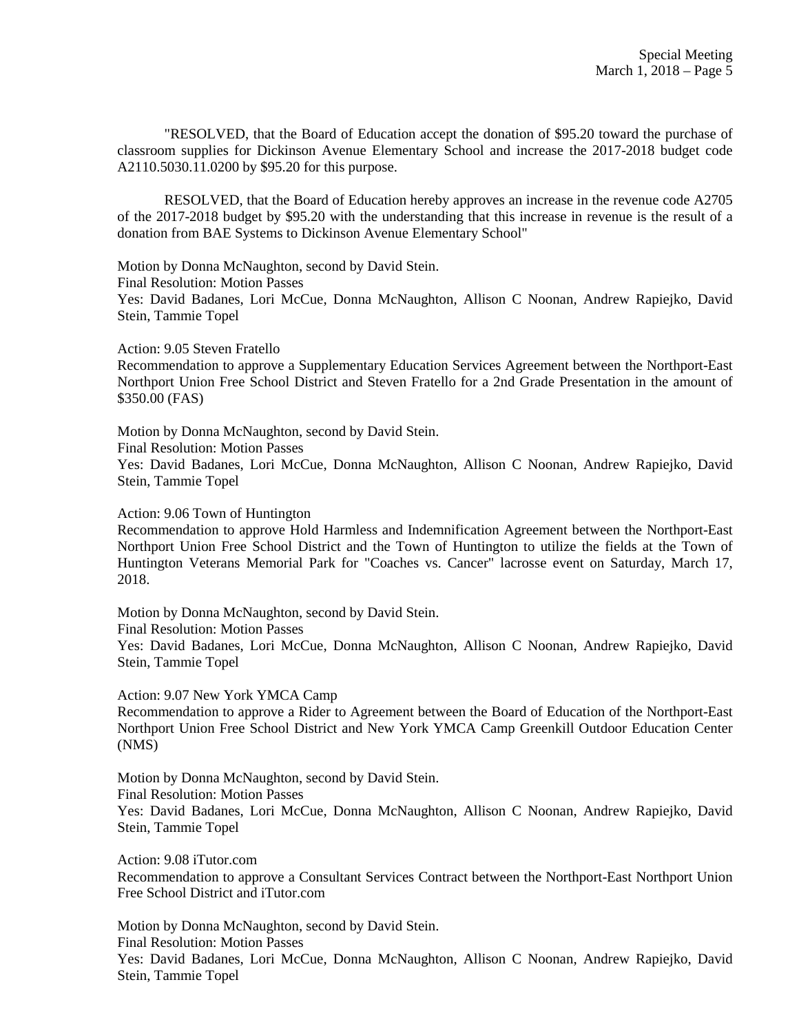"RESOLVED, that the Board of Education accept the donation of $95.20 toward the purchase of classroom supplies for Dickinson Avenue Elementary School and increase the 2017-2018 budget code A2110.5030.11.0200 by $95.20 for this purpose.

RESOLVED, that the Board of Education hereby approves an increase in the revenue code A2705 of the 2017-2018 budget by $95.20 with the understanding that this increase in revenue is the result of a donation from BAE Systems to Dickinson Avenue Elementary School"

Motion by Donna McNaughton, second by David Stein.
Final Resolution: Motion Passes
Yes: David Badanes, Lori McCue, Donna McNaughton, Allison C Noonan, Andrew Rapiejko, David Stein, Tammie Topel

Action: 9.05 Steven Fratello
Recommendation to approve a Supplementary Education Services Agreement between the Northport-East Northport Union Free School District and Steven Fratello for a 2nd Grade Presentation in the amount of $350.00 (FAS)

Motion by Donna McNaughton, second by David Stein.
Final Resolution: Motion Passes
Yes: David Badanes, Lori McCue, Donna McNaughton, Allison C Noonan, Andrew Rapiejko, David Stein, Tammie Topel

Action: 9.06 Town of Huntington
Recommendation to approve Hold Harmless and Indemnification Agreement between the Northport-East Northport Union Free School District and the Town of Huntington to utilize the fields at the Town of Huntington Veterans Memorial Park for "Coaches vs. Cancer" lacrosse event on Saturday, March 17, 2018.

Motion by Donna McNaughton, second by David Stein.
Final Resolution: Motion Passes
Yes: David Badanes, Lori McCue, Donna McNaughton, Allison C Noonan, Andrew Rapiejko, David Stein, Tammie Topel

Action: 9.07 New York YMCA Camp
Recommendation to approve a Rider to Agreement between the Board of Education of the Northport-East Northport Union Free School District and New York YMCA Camp Greenkill Outdoor Education Center (NMS)

Motion by Donna McNaughton, second by David Stein.
Final Resolution: Motion Passes
Yes: David Badanes, Lori McCue, Donna McNaughton, Allison C Noonan, Andrew Rapiejko, David Stein, Tammie Topel

Action: 9.08 iTutor.com
Recommendation to approve a Consultant Services Contract between the Northport-East Northport Union Free School District and iTutor.com

Motion by Donna McNaughton, second by David Stein.
Final Resolution: Motion Passes
Yes: David Badanes, Lori McCue, Donna McNaughton, Allison C Noonan, Andrew Rapiejko, David Stein, Tammie Topel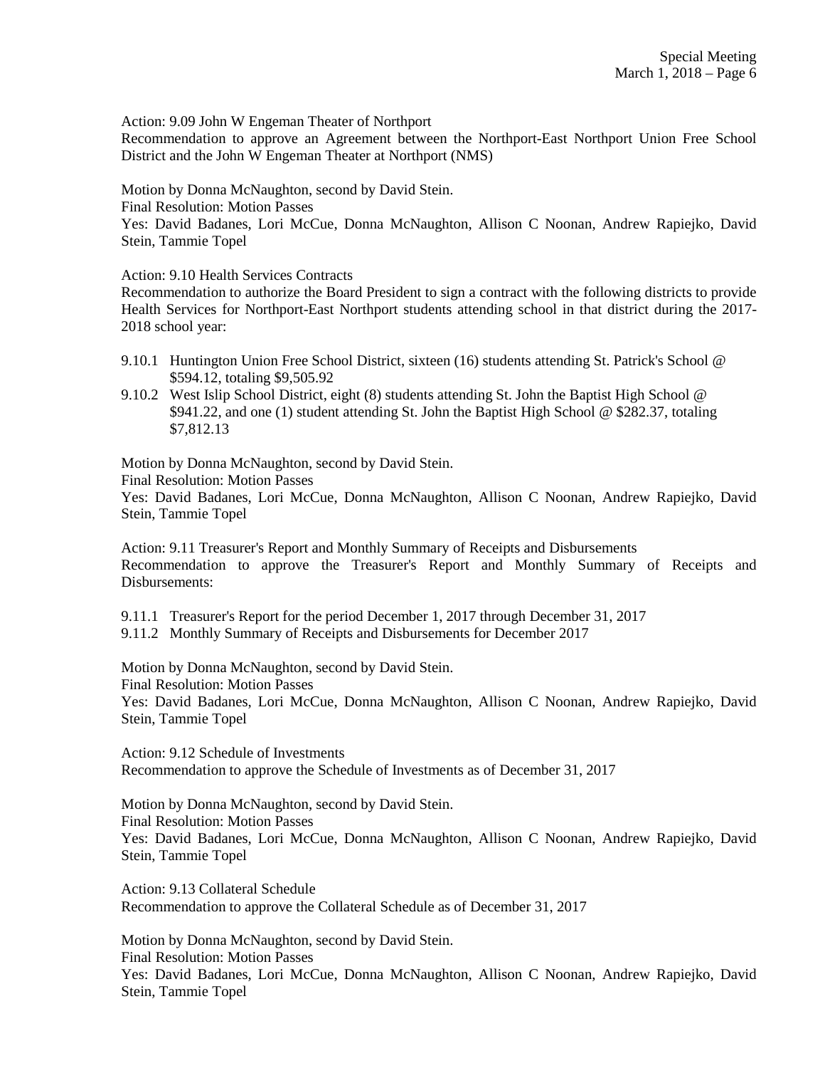Action: 9.09 John W Engeman Theater of Northport

Recommendation to approve an Agreement between the Northport-East Northport Union Free School District and the John W Engeman Theater at Northport (NMS)

Motion by Donna McNaughton, second by David Stein.

Final Resolution: Motion Passes

Yes: David Badanes, Lori McCue, Donna McNaughton, Allison C Noonan, Andrew Rapiejko, David Stein, Tammie Topel

Action: 9.10 Health Services Contracts

Recommendation to authorize the Board President to sign a contract with the following districts to provide Health Services for Northport-East Northport students attending school in that district during the 2017-2018 school year:

- 9.10.1 Huntington Union Free School District, sixteen (16) students attending St. Patrick's School @ $594.12, totaling $9,505.92
- 9.10.2 West Islip School District, eight (8) students attending St. John the Baptist High School @ $941.22, and one (1) student attending St. John the Baptist High School @ $282.37, totaling $7,812.13

Motion by Donna McNaughton, second by David Stein.

Final Resolution: Motion Passes

Yes: David Badanes, Lori McCue, Donna McNaughton, Allison C Noonan, Andrew Rapiejko, David Stein, Tammie Topel

Action: 9.11 Treasurer's Report and Monthly Summary of Receipts and Disbursements

Recommendation to approve the Treasurer's Report and Monthly Summary of Receipts and Disbursements:

- 9.11.1 Treasurer's Report for the period December 1, 2017 through December 31, 2017
- 9.11.2 Monthly Summary of Receipts and Disbursements for December 2017

Motion by Donna McNaughton, second by David Stein.

Final Resolution: Motion Passes

Yes: David Badanes, Lori McCue, Donna McNaughton, Allison C Noonan, Andrew Rapiejko, David Stein, Tammie Topel

Action: 9.12 Schedule of Investments

Recommendation to approve the Schedule of Investments as of December 31, 2017

Motion by Donna McNaughton, second by David Stein.

Final Resolution: Motion Passes

Yes: David Badanes, Lori McCue, Donna McNaughton, Allison C Noonan, Andrew Rapiejko, David Stein, Tammie Topel

Action: 9.13 Collateral Schedule

Recommendation to approve the Collateral Schedule as of December 31, 2017

Motion by Donna McNaughton, second by David Stein.

Final Resolution: Motion Passes

Yes: David Badanes, Lori McCue, Donna McNaughton, Allison C Noonan, Andrew Rapiejko, David Stein, Tammie Topel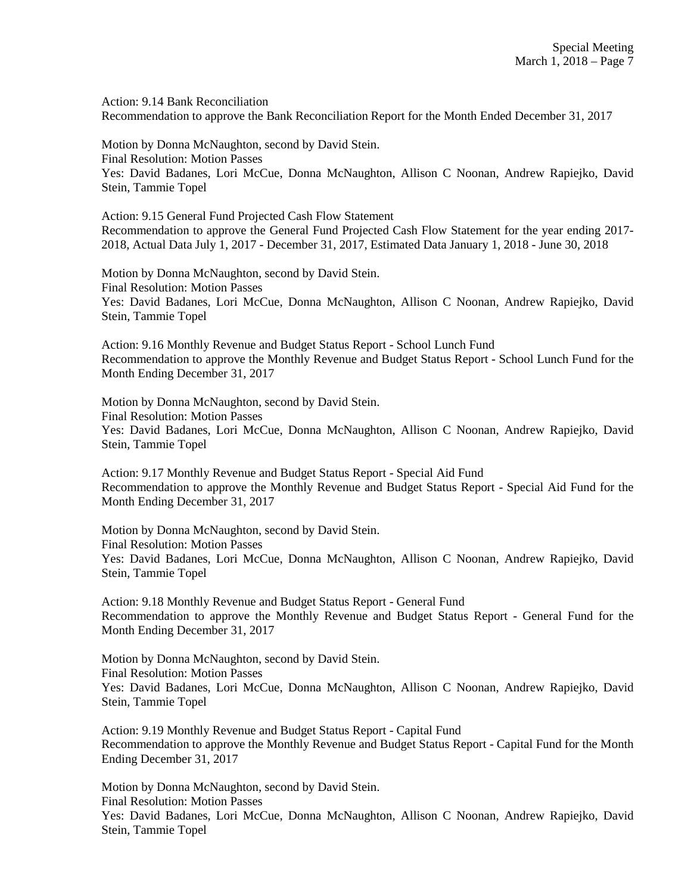Action: 9.14 Bank Reconciliation
Recommendation to approve the Bank Reconciliation Report for the Month Ended December 31, 2017

Motion by Donna McNaughton, second by David Stein.
Final Resolution: Motion Passes
Yes: David Badanes, Lori McCue, Donna McNaughton, Allison C Noonan, Andrew Rapiejko, David Stein, Tammie Topel

Action: 9.15 General Fund Projected Cash Flow Statement
Recommendation to approve the General Fund Projected Cash Flow Statement for the year ending 2017-2018, Actual Data July 1, 2017 - December 31, 2017, Estimated Data January 1, 2018 - June 30, 2018

Motion by Donna McNaughton, second by David Stein.
Final Resolution: Motion Passes
Yes: David Badanes, Lori McCue, Donna McNaughton, Allison C Noonan, Andrew Rapiejko, David Stein, Tammie Topel

Action: 9.16 Monthly Revenue and Budget Status Report - School Lunch Fund
Recommendation to approve the Monthly Revenue and Budget Status Report - School Lunch Fund for the Month Ending December 31, 2017

Motion by Donna McNaughton, second by David Stein.
Final Resolution: Motion Passes
Yes: David Badanes, Lori McCue, Donna McNaughton, Allison C Noonan, Andrew Rapiejko, David Stein, Tammie Topel

Action: 9.17 Monthly Revenue and Budget Status Report - Special Aid Fund
Recommendation to approve the Monthly Revenue and Budget Status Report - Special Aid Fund for the Month Ending December 31, 2017

Motion by Donna McNaughton, second by David Stein.
Final Resolution: Motion Passes
Yes: David Badanes, Lori McCue, Donna McNaughton, Allison C Noonan, Andrew Rapiejko, David Stein, Tammie Topel

Action: 9.18 Monthly Revenue and Budget Status Report - General Fund
Recommendation to approve the Monthly Revenue and Budget Status Report - General Fund for the Month Ending December 31, 2017

Motion by Donna McNaughton, second by David Stein.
Final Resolution: Motion Passes
Yes: David Badanes, Lori McCue, Donna McNaughton, Allison C Noonan, Andrew Rapiejko, David Stein, Tammie Topel

Action: 9.19 Monthly Revenue and Budget Status Report - Capital Fund
Recommendation to approve the Monthly Revenue and Budget Status Report - Capital Fund for the Month Ending December 31, 2017

Motion by Donna McNaughton, second by David Stein.
Final Resolution: Motion Passes
Yes: David Badanes, Lori McCue, Donna McNaughton, Allison C Noonan, Andrew Rapiejko, David Stein, Tammie Topel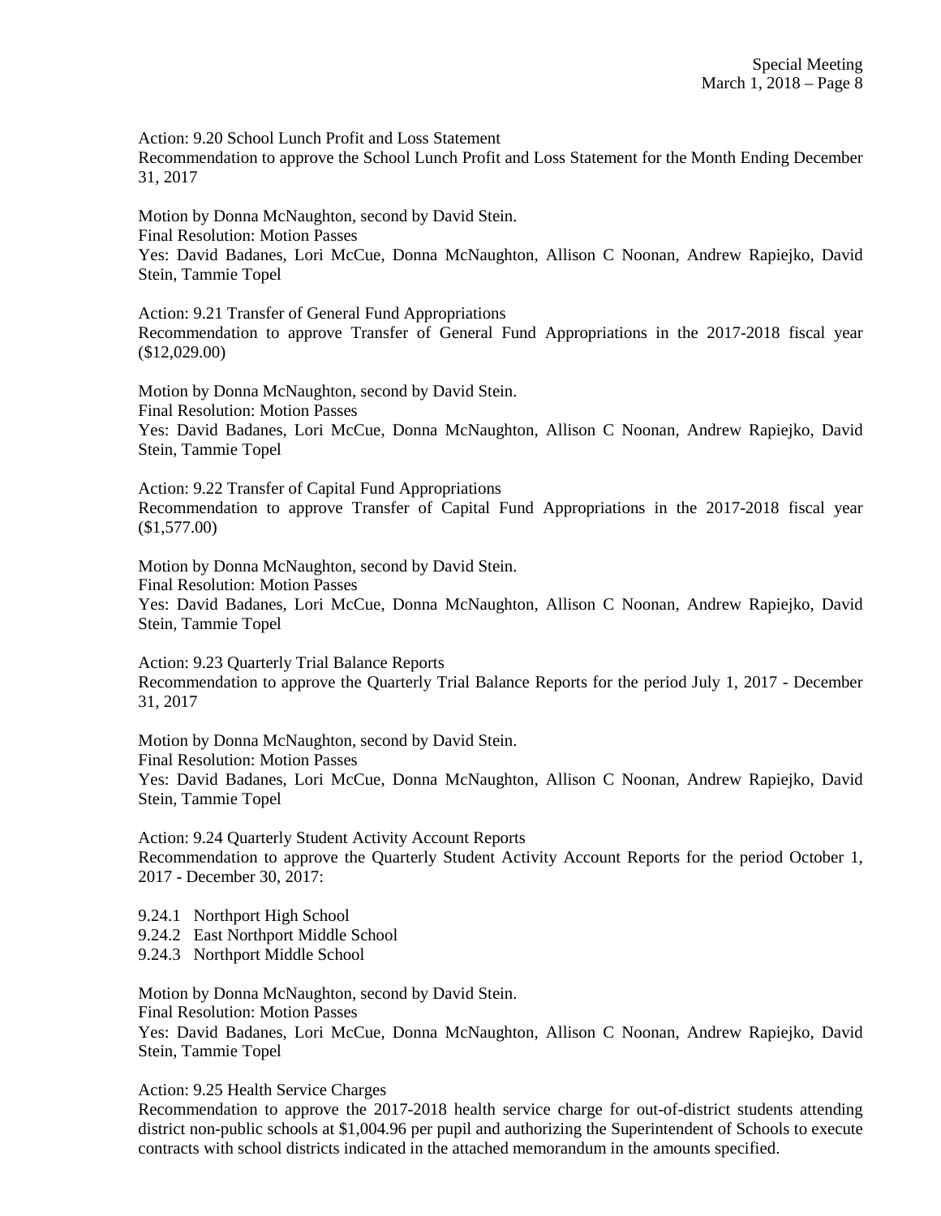Action: 9.20 School Lunch Profit and Loss Statement
Recommendation to approve the School Lunch Profit and Loss Statement for the Month Ending December 31, 2017

Motion by Donna McNaughton, second by David Stein.
Final Resolution: Motion Passes
Yes: David Badanes, Lori McCue, Donna McNaughton, Allison C Noonan, Andrew Rapiejko, David Stein, Tammie Topel

Action: 9.21 Transfer of General Fund Appropriations
Recommendation to approve Transfer of General Fund Appropriations in the 2017-2018 fiscal year ($12,029.00)

Motion by Donna McNaughton, second by David Stein.
Final Resolution: Motion Passes
Yes: David Badanes, Lori McCue, Donna McNaughton, Allison C Noonan, Andrew Rapiejko, David Stein, Tammie Topel

Action: 9.22 Transfer of Capital Fund Appropriations
Recommendation to approve Transfer of Capital Fund Appropriations in the 2017-2018 fiscal year ($1,577.00)

Motion by Donna McNaughton, second by David Stein.
Final Resolution: Motion Passes
Yes: David Badanes, Lori McCue, Donna McNaughton, Allison C Noonan, Andrew Rapiejko, David Stein, Tammie Topel

Action: 9.23 Quarterly Trial Balance Reports
Recommendation to approve the Quarterly Trial Balance Reports for the period July 1, 2017 - December 31, 2017

Motion by Donna McNaughton, second by David Stein.
Final Resolution: Motion Passes
Yes: David Badanes, Lori McCue, Donna McNaughton, Allison C Noonan, Andrew Rapiejko, David Stein, Tammie Topel

Action: 9.24 Quarterly Student Activity Account Reports
Recommendation to approve the Quarterly Student Activity Account Reports for the period October 1, 2017 - December 30, 2017:

9.24.1 Northport High School
9.24.2 East Northport Middle School
9.24.3 Northport Middle School

Motion by Donna McNaughton, second by David Stein.
Final Resolution: Motion Passes
Yes: David Badanes, Lori McCue, Donna McNaughton, Allison C Noonan, Andrew Rapiejko, David Stein, Tammie Topel

Action: 9.25 Health Service Charges
Recommendation to approve the 2017-2018 health service charge for out-of-district students attending district non-public schools at $1,004.96 per pupil and authorizing the Superintendent of Schools to execute contracts with school districts indicated in the attached memorandum in the amounts specified.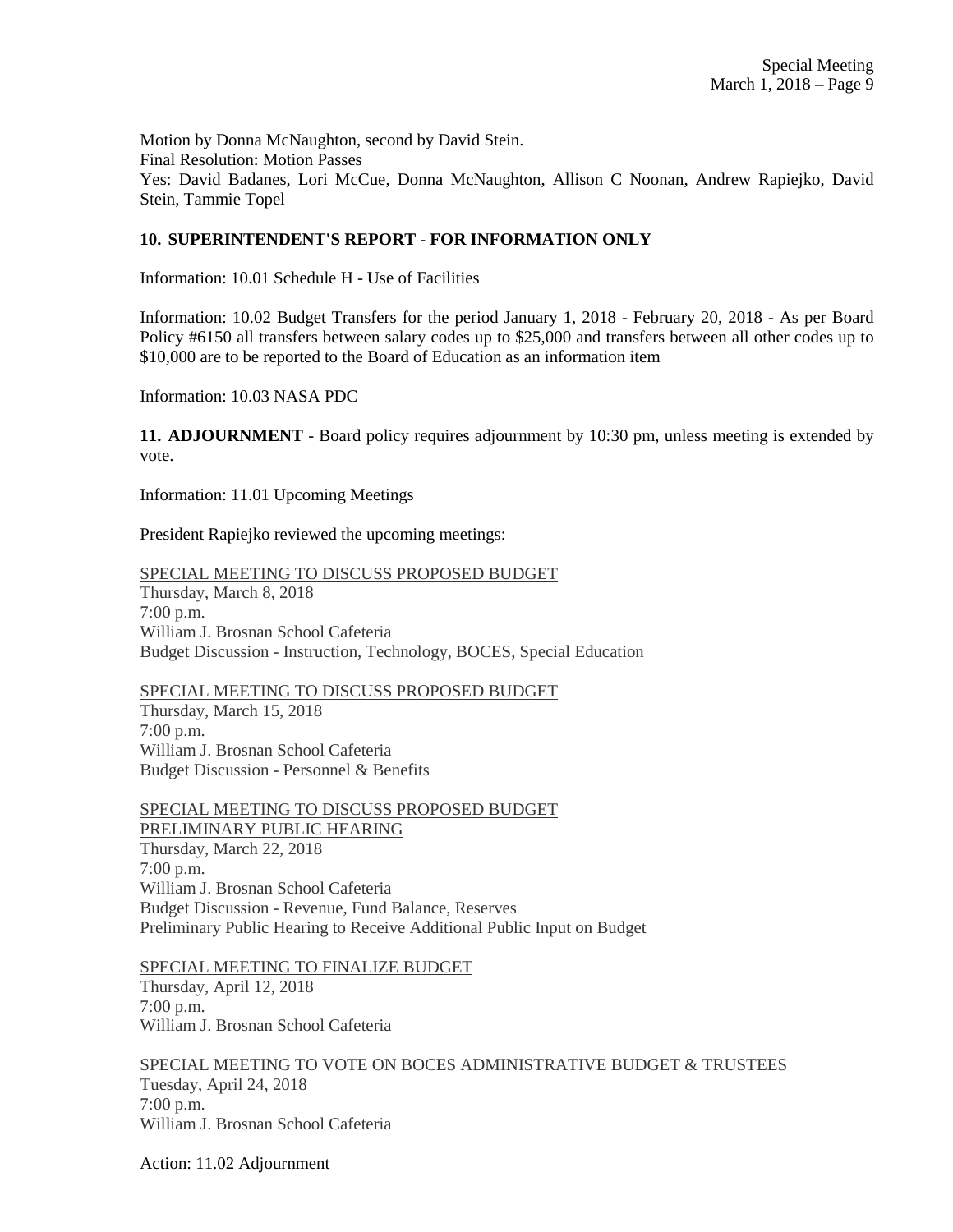Motion by Donna McNaughton, second by David Stein.
Final Resolution: Motion Passes
Yes: David Badanes, Lori McCue, Donna McNaughton, Allison C Noonan, Andrew Rapiejko, David Stein, Tammie Topel

**10. SUPERINTENDENT'S REPORT - FOR INFORMATION ONLY**

Information: 10.01 Schedule H - Use of Facilities

Information: 10.02 Budget Transfers for the period January 1, 2018 - February 20, 2018 - As per Board Policy #6150 all transfers between salary codes up to $25,000 and transfers between all other codes up to $10,000 are to be reported to the Board of Education as an information item

Information: 10.03 NASA PDC

**11. ADJOURNMENT** - Board policy requires adjournment by 10:30 pm, unless meeting is extended by vote.

Information: 11.01 Upcoming Meetings

President Rapiejko reviewed the upcoming meetings:

SPECIAL MEETING TO DISCUSS PROPOSED BUDGET
Thursday, March 8, 2018
7:00 p.m.
William J. Brosnan School Cafeteria
Budget Discussion - Instruction, Technology, BOCES, Special Education

SPECIAL MEETING TO DISCUSS PROPOSED BUDGET
Thursday, March 15, 2018
7:00 p.m.
William J. Brosnan School Cafeteria
Budget Discussion - Personnel & Benefits

SPECIAL MEETING TO DISCUSS PROPOSED BUDGET
PRELIMINARY PUBLIC HEARING
Thursday, March 22, 2018
7:00 p.m.
William J. Brosnan School Cafeteria
Budget Discussion - Revenue, Fund Balance, Reserves
Preliminary Public Hearing to Receive Additional Public Input on Budget

SPECIAL MEETING TO FINALIZE BUDGET
Thursday, April 12, 2018
7:00 p.m.
William J. Brosnan School Cafeteria

SPECIAL MEETING TO VOTE ON BOCES ADMINISTRATIVE BUDGET & TRUSTEES
Tuesday, April 24, 2018
7:00 p.m.
William J. Brosnan School Cafeteria

Action: 11.02 Adjournment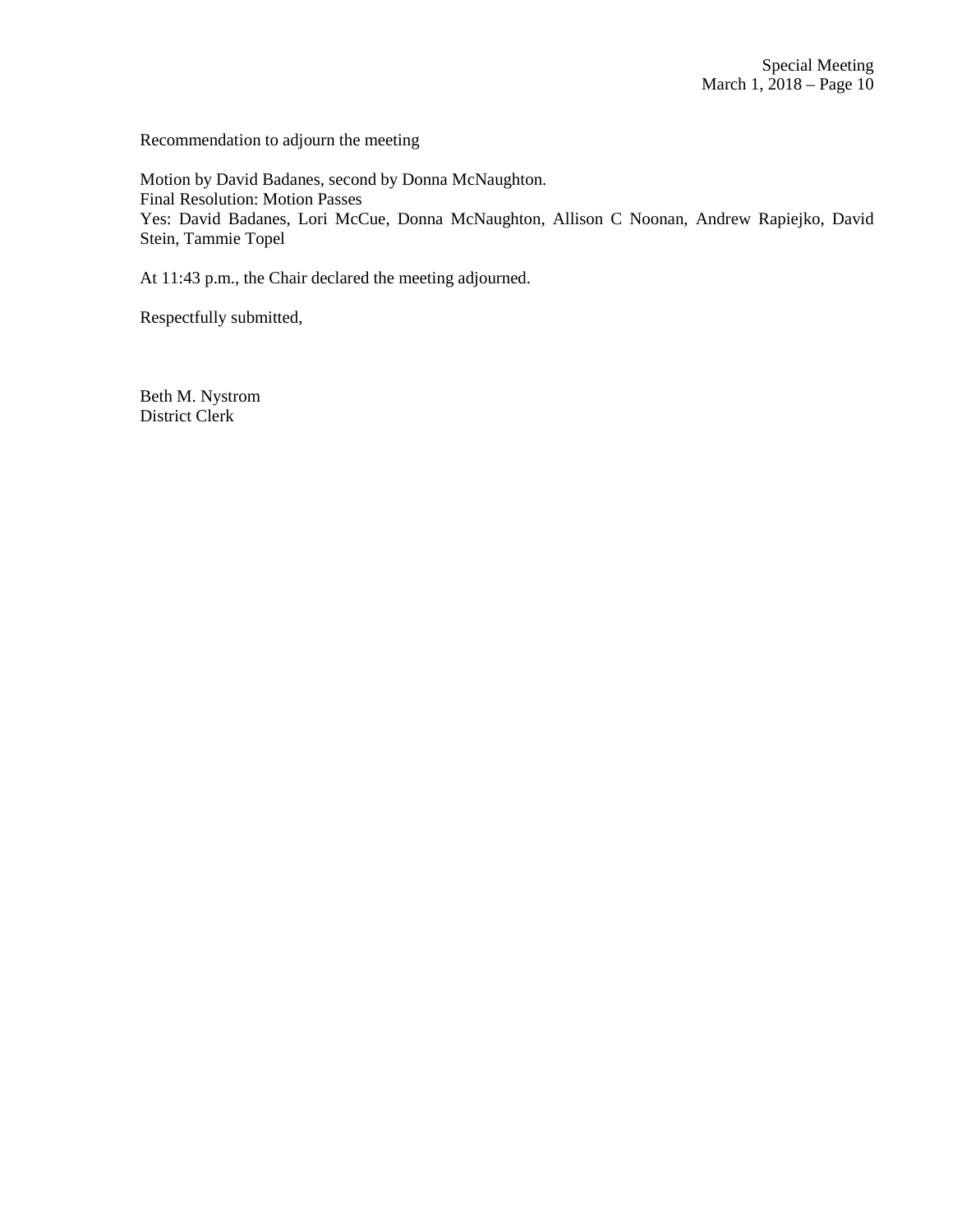Recommendation to adjourn the meeting

Motion by David Badanes, second by Donna McNaughton.
Final Resolution: Motion Passes
Yes: David Badanes, Lori McCue, Donna McNaughton, Allison C Noonan, Andrew Rapiejko, David Stein, Tammie Topel

At 11:43 p.m., the Chair declared the meeting adjourned.

Respectfully submitted,

Beth M. Nystrom
District Clerk